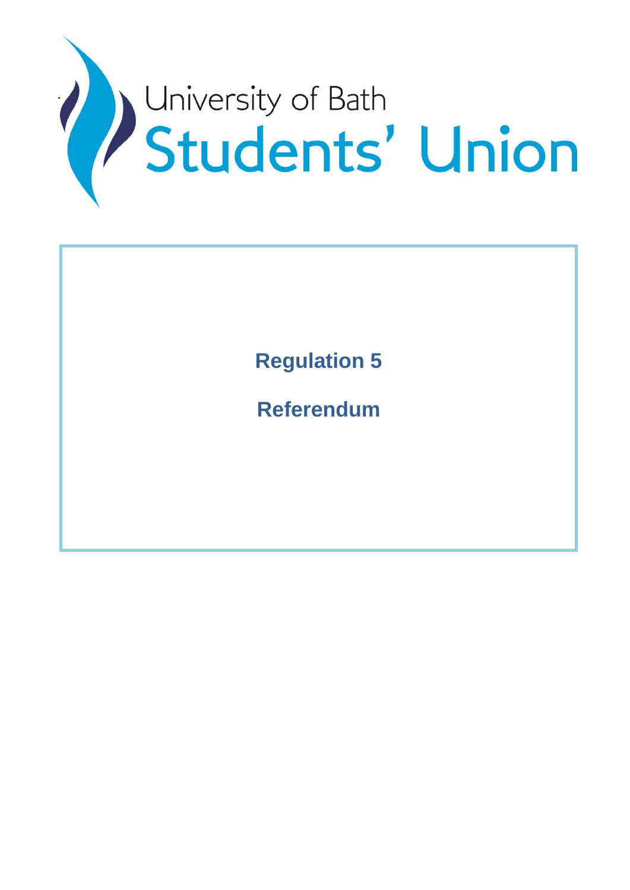University of Bath

Students' Union

# Regulation 5

# Referendum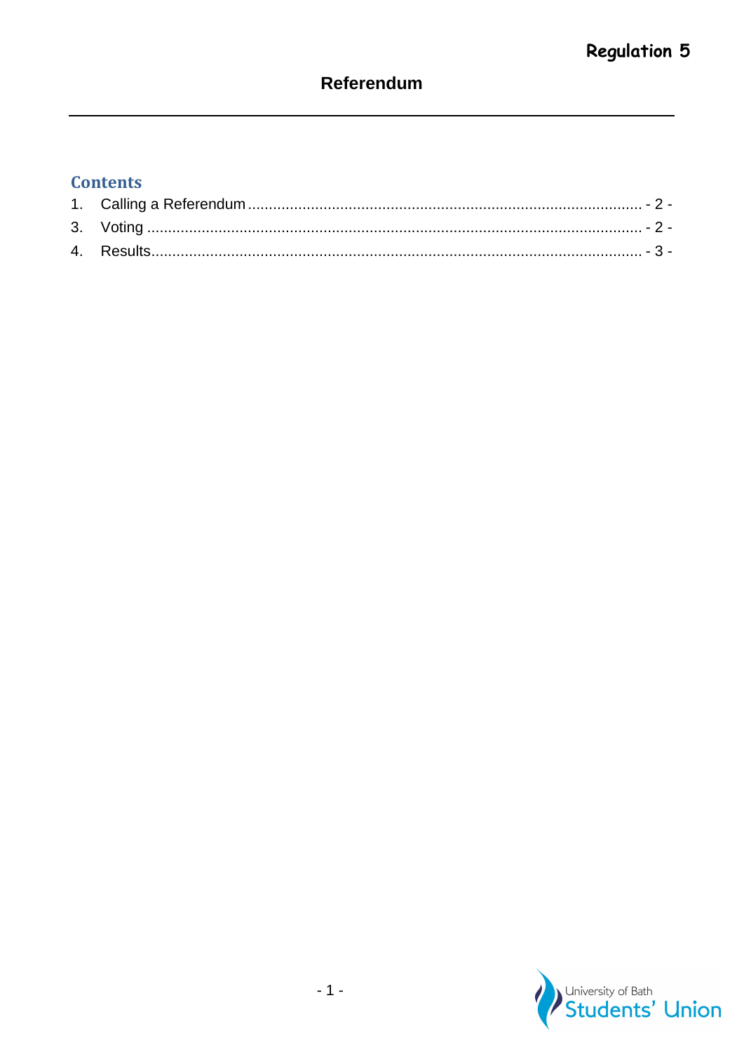**Regulation 5**

# Referendum

## Contents

1. Calling a Referendum ................................................................................................ - 2 -
3. Voting ........................................................................................................................ - 2 -
4. Results....................................................................................................................... - 3 -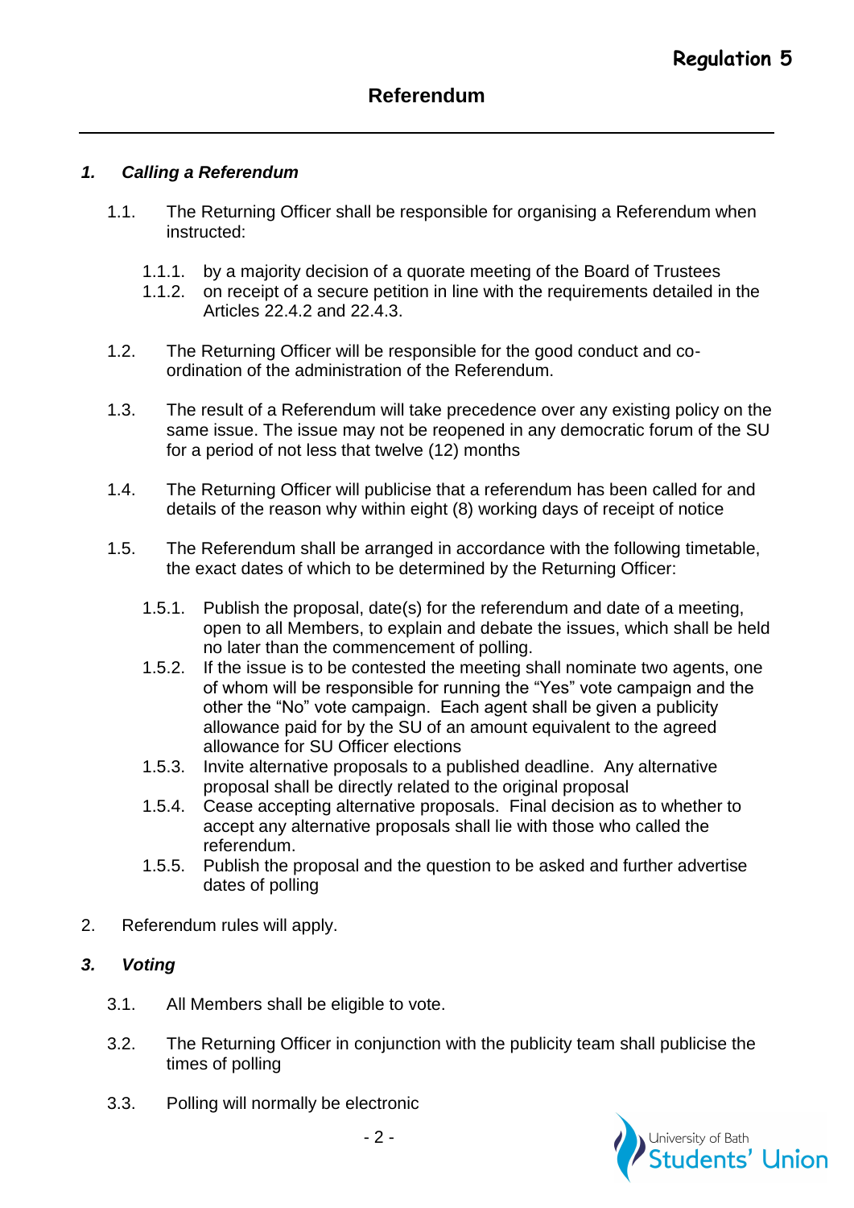**Regulation 5**

## Referendum

### *1. Calling a Referendum*

1.1. The Returning Officer shall be responsible for organising a Referendum when instructed:

1.1.1. by a majority decision of a quorate meeting of the Board of Trustees
1.1.2. on receipt of a secure petition in line with the requirements detailed in the Articles 22.4.2 and 22.4.3.

1.2. The Returning Officer will be responsible for the good conduct and co-ordination of the administration of the Referendum.

1.3. The result of a Referendum will take precedence over any existing policy on the same issue. The issue may not be reopened in any democratic forum of the SU for a period of not less that twelve (12) months

1.4. The Returning Officer will publicise that a referendum has been called for and details of the reason why within eight (8) working days of receipt of notice

1.5. The Referendum shall be arranged in accordance with the following timetable, the exact dates of which to be determined by the Returning Officer:

1.5.1. Publish the proposal, date(s) for the referendum and date of a meeting, open to all Members, to explain and debate the issues, which shall be held no later than the commencement of polling.
1.5.2. If the issue is to be contested the meeting shall nominate two agents, one of whom will be responsible for running the "Yes" vote campaign and the other the "No" vote campaign. Each agent shall be given a publicity allowance paid for by the SU of an amount equivalent to the agreed allowance for SU Officer elections
1.5.3. Invite alternative proposals to a published deadline. Any alternative proposal shall be directly related to the original proposal
1.5.4. Cease accepting alternative proposals. Final decision as to whether to accept any alternative proposals shall lie with those who called the referendum.
1.5.5. Publish the proposal and the question to be asked and further advertise dates of polling

2. Referendum rules will apply.

### *3. Voting*

3.1. All Members shall be eligible to vote.

3.2. The Returning Officer in conjunction with the publicity team shall publicise the times of polling

3.3. Polling will normally be electronic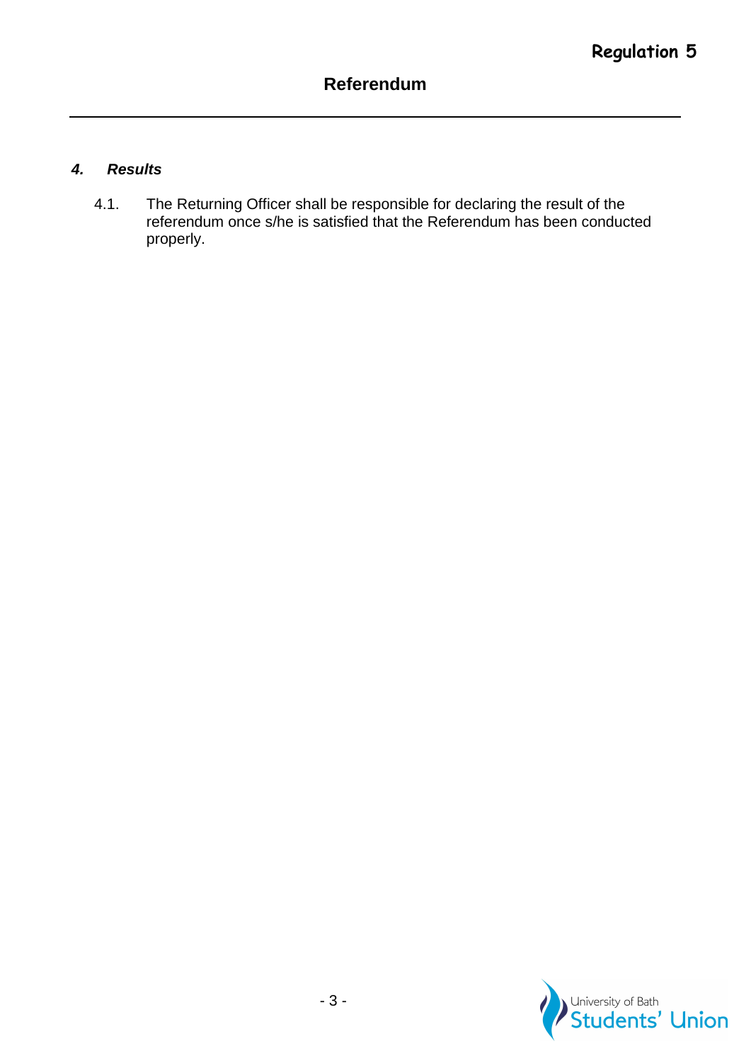### *4. Results*

4.1. The Returning Officer shall be responsible for declaring the result of the referendum once s/he is satisfied that the Referendum has been conducted properly.